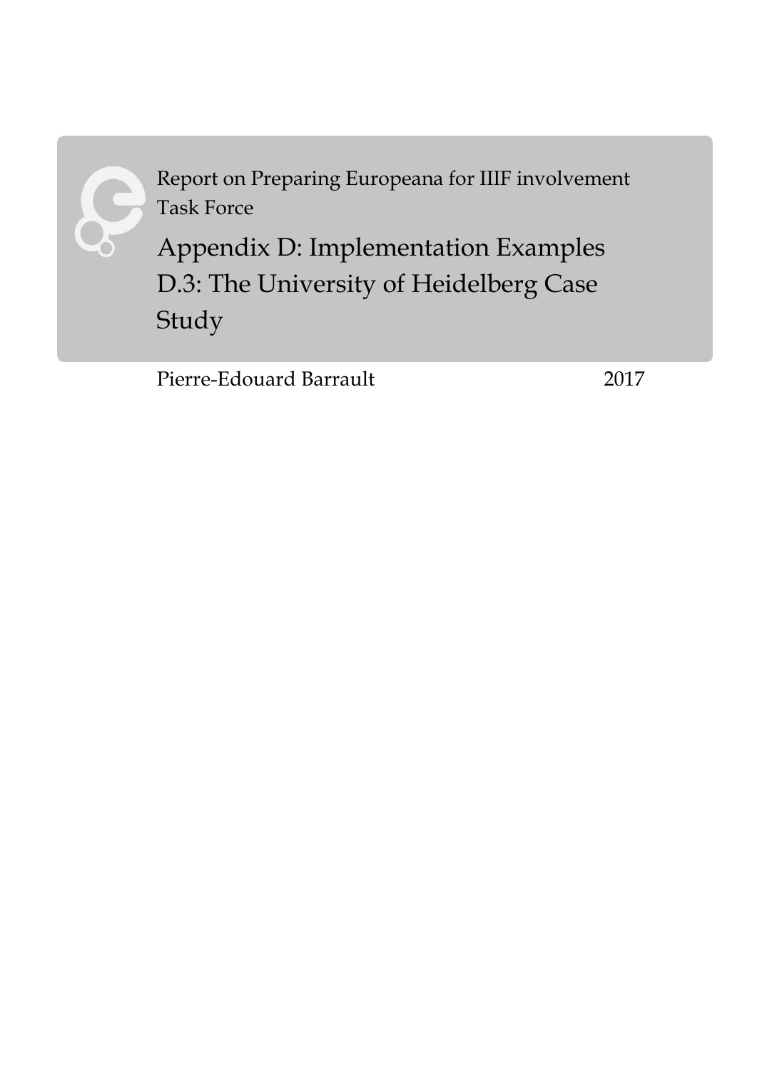Report on Preparing Europeana for IIIF involvement Task Force

# Appendix D: Implementation Examples D.3: The University of Heidelberg Case Study

Pierre-Edouard Barrault 2017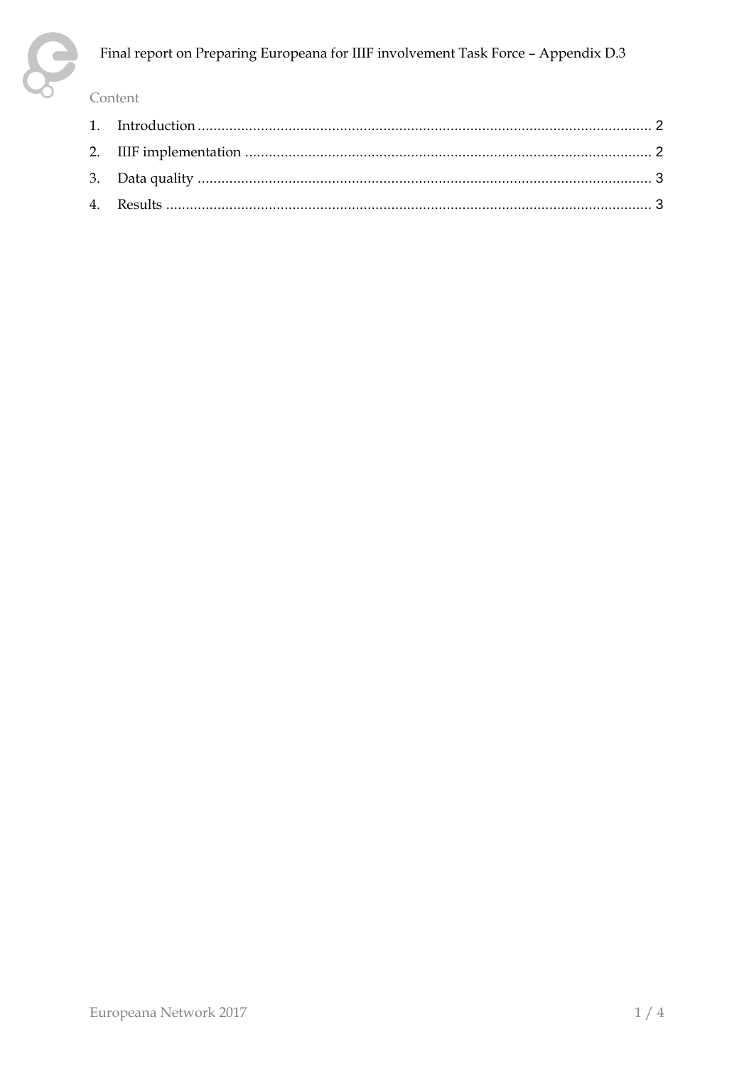Final report on Preparing Europeana for IIIF involvement Task Force – Appendix D.3

Content

1. Introduction ........ 2
2. IIIF implementation ........ 2
3. Data quality ........ 3
4. Results ........ 3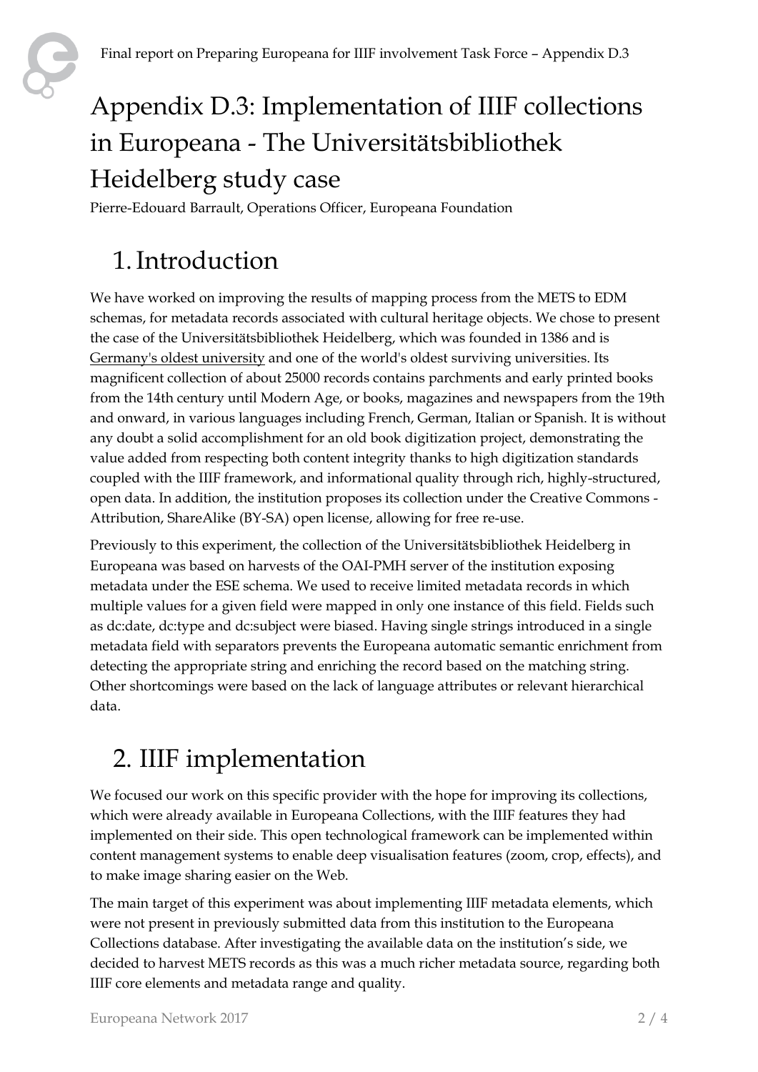# Appendix D.3: Implementation of IIIF collections in Europeana - The Universitätsbibliothek Heidelberg study case

Pierre-Edouard Barrault, Operations Officer, Europeana Foundation

## 1. Introduction

We have worked on improving the results of mapping process from the METS to EDM schemas, for metadata records associated with cultural heritage objects. We chose to present the case of the Universitätsbibliothek Heidelberg, which was founded in 1386 and is Germany's oldest university and one of the world's oldest surviving universities. Its magnificent collection of about 25000 records contains parchments and early printed books from the 14th century until Modern Age, or books, magazines and newspapers from the 19th and onward, in various languages including French, German, Italian or Spanish. It is without any doubt a solid accomplishment for an old book digitization project, demonstrating the value added from respecting both content integrity thanks to high digitization standards coupled with the IIIF framework, and informational quality through rich, highly-structured, open data. In addition, the institution proposes its collection under the Creative Commons - Attribution, ShareAlike (BY-SA) open license, allowing for free re-use.

Previously to this experiment, the collection of the Universitätsbibliothek Heidelberg in Europeana was based on harvests of the OAI-PMH server of the institution exposing metadata under the ESE schema. We used to receive limited metadata records in which multiple values for a given field were mapped in only one instance of this field. Fields such as dc:date, dc:type and dc:subject were biased. Having single strings introduced in a single metadata field with separators prevents the Europeana automatic semantic enrichment from detecting the appropriate string and enriching the record based on the matching string. Other shortcomings were based on the lack of language attributes or relevant hierarchical data.

## 2. IIIF implementation

We focused our work on this specific provider with the hope for improving its collections, which were already available in Europeana Collections, with the IIIF features they had implemented on their side. This open technological framework can be implemented within content management systems to enable deep visualisation features (zoom, crop, effects), and to make image sharing easier on the Web.

The main target of this experiment was about implementing IIIF metadata elements, which were not present in previously submitted data from this institution to the Europeana Collections database. After investigating the available data on the institution's side, we decided to harvest METS records as this was a much richer metadata source, regarding both IIIF core elements and metadata range and quality.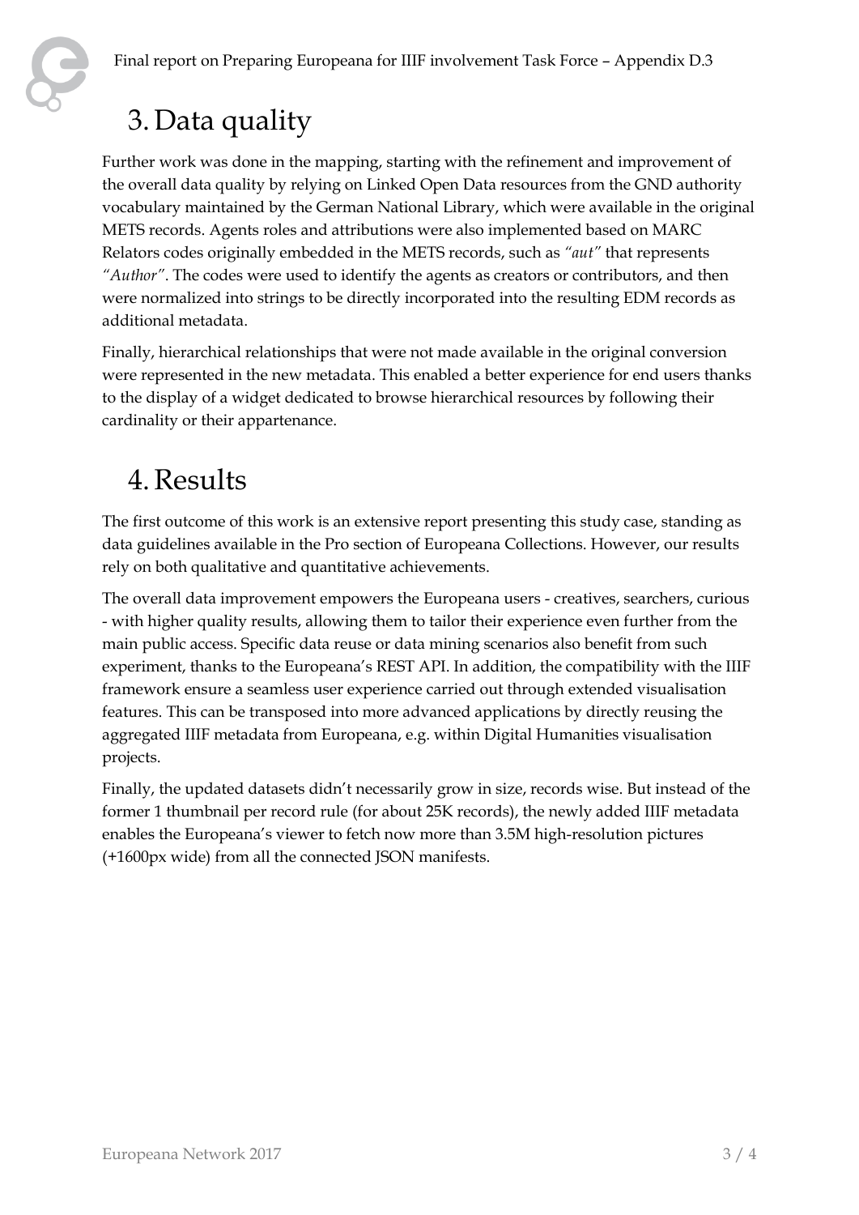# 3. Data quality

Further work was done in the mapping, starting with the refinement and improvement of the overall data quality by relying on Linked Open Data resources from the GND authority vocabulary maintained by the German National Library, which were available in the original METS records. Agents roles and attributions were also implemented based on MARC Relators codes originally embedded in the METS records, such as *"aut"* that represents *"Author"*. The codes were used to identify the agents as creators or contributors, and then were normalized into strings to be directly incorporated into the resulting EDM records as additional metadata.

Finally, hierarchical relationships that were not made available in the original conversion were represented in the new metadata. This enabled a better experience for end users thanks to the display of a widget dedicated to browse hierarchical resources by following their cardinality or their appartenance.

# 4. Results

The first outcome of this work is an extensive report presenting this study case, standing as data guidelines available in the Pro section of Europeana Collections. However, our results rely on both qualitative and quantitative achievements.

The overall data improvement empowers the Europeana users - creatives, searchers, curious - with higher quality results, allowing them to tailor their experience even further from the main public access. Specific data reuse or data mining scenarios also benefit from such experiment, thanks to the Europeana's REST API. In addition, the compatibility with the IIIF framework ensure a seamless user experience carried out through extended visualisation features. This can be transposed into more advanced applications by directly reusing the aggregated IIIF metadata from Europeana, e.g. within Digital Humanities visualisation projects.

Finally, the updated datasets didn't necessarily grow in size, records wise. But instead of the former 1 thumbnail per record rule (for about 25K records), the newly added IIIF metadata enables the Europeana's viewer to fetch now more than 3.5M high-resolution pictures (+1600px wide) from all the connected JSON manifests.